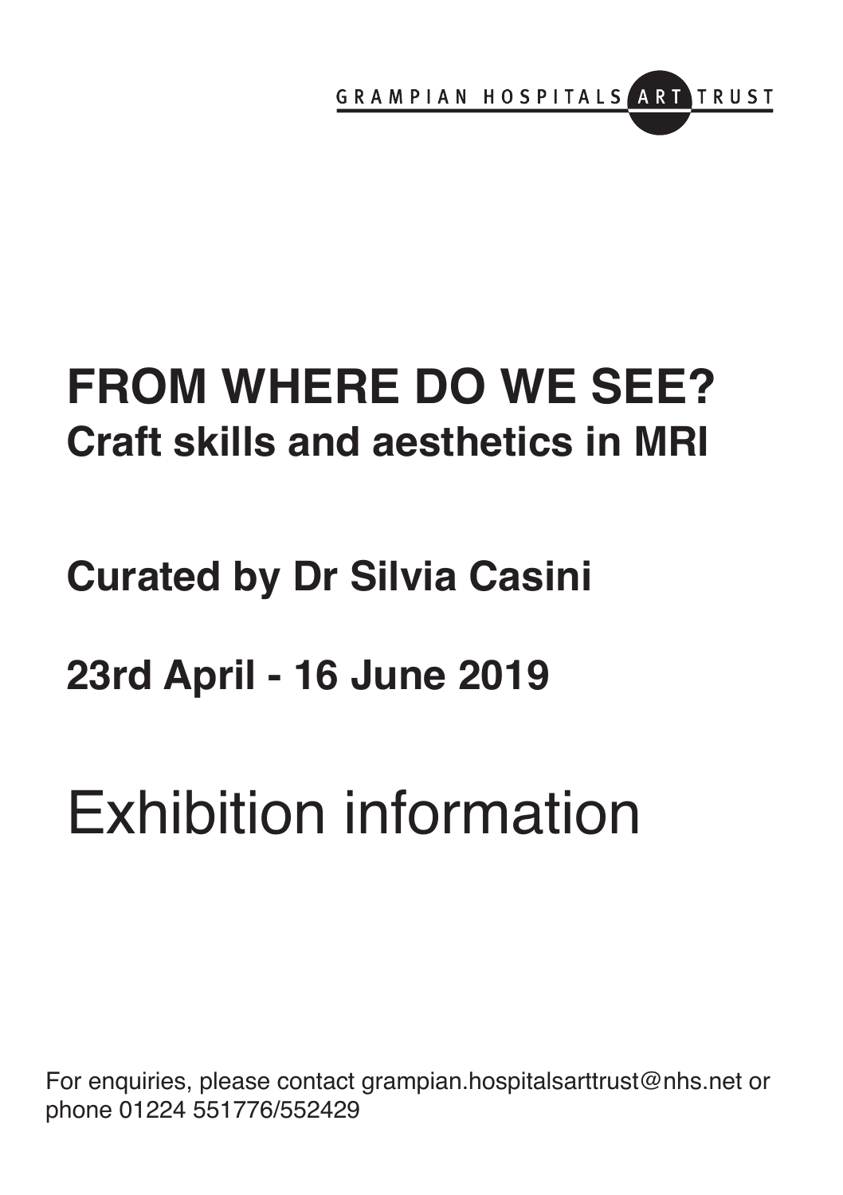GRAMPIAN HOSPITALS ART TRUST

# FROM WHERE DO WE SEE?

## Craft skills and aesthetics in MRI

## Curated by Dr Silvia Casini

## 23rd April - 16 June 2019

# Exhibition information

For enquiries, please contact grampian.hospitalsarttrust@nhs.net or phone 01224 551776/552429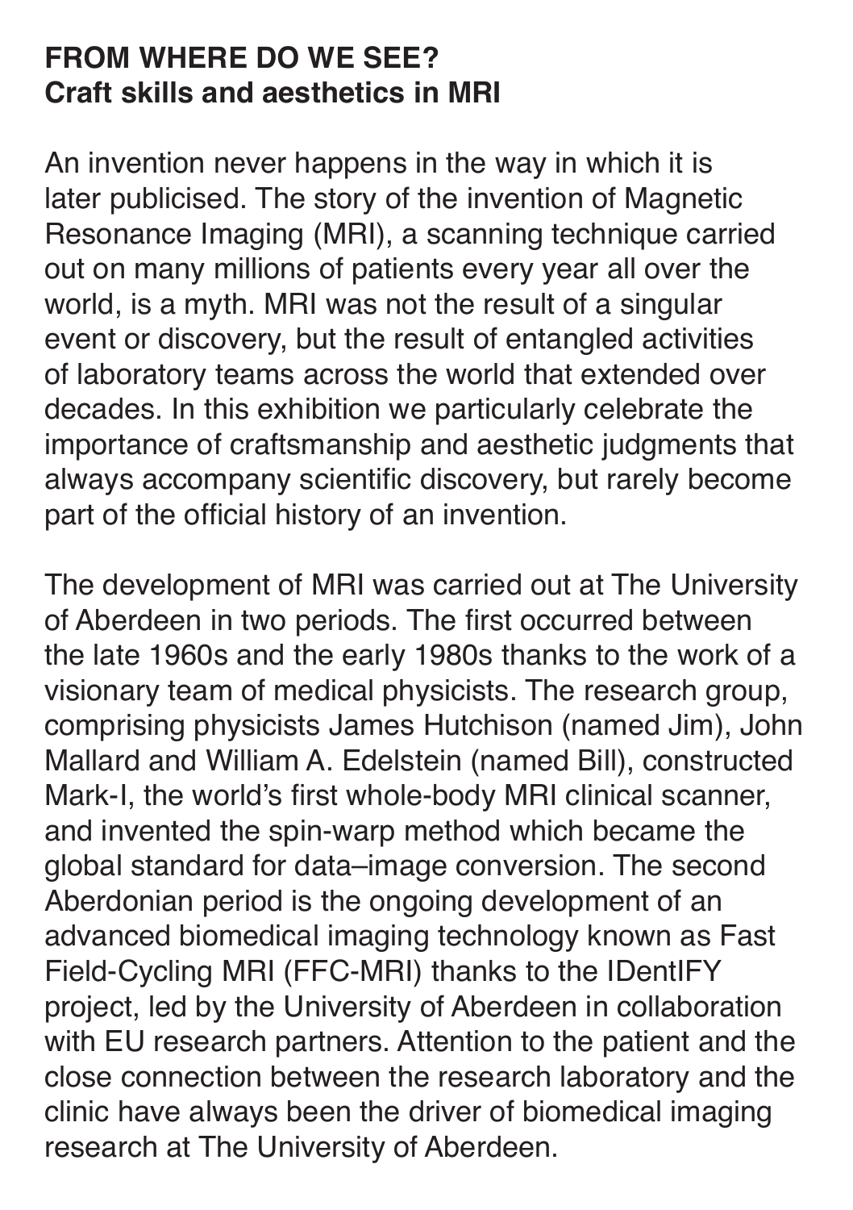**FROM WHERE DO WE SEE?**
**Craft skills and aesthetics in MRI**

An invention never happens in the way in which it is later publicised. The story of the invention of Magnetic Resonance Imaging (MRI), a scanning technique carried out on many millions of patients every year all over the world, is a myth. MRI was not the result of a singular event or discovery, but the result of entangled activities of laboratory teams across the world that extended over decades. In this exhibition we particularly celebrate the importance of craftsmanship and aesthetic judgments that always accompany scientific discovery, but rarely become part of the official history of an invention.

The development of MRI was carried out at The University of Aberdeen in two periods. The first occurred between the late 1960s and the early 1980s thanks to the work of a visionary team of medical physicists. The research group, comprising physicists James Hutchison (named Jim), John Mallard and William A. Edelstein (named Bill), constructed Mark-I, the world's first whole-body MRI clinical scanner, and invented the spin-warp method which became the global standard for data–image conversion. The second Aberdonian period is the ongoing development of an advanced biomedical imaging technology known as Fast Field-Cycling MRI (FFC-MRI) thanks to the IDentIFY project, led by the University of Aberdeen in collaboration with EU research partners. Attention to the patient and the close connection between the research laboratory and the clinic have always been the driver of biomedical imaging research at The University of Aberdeen.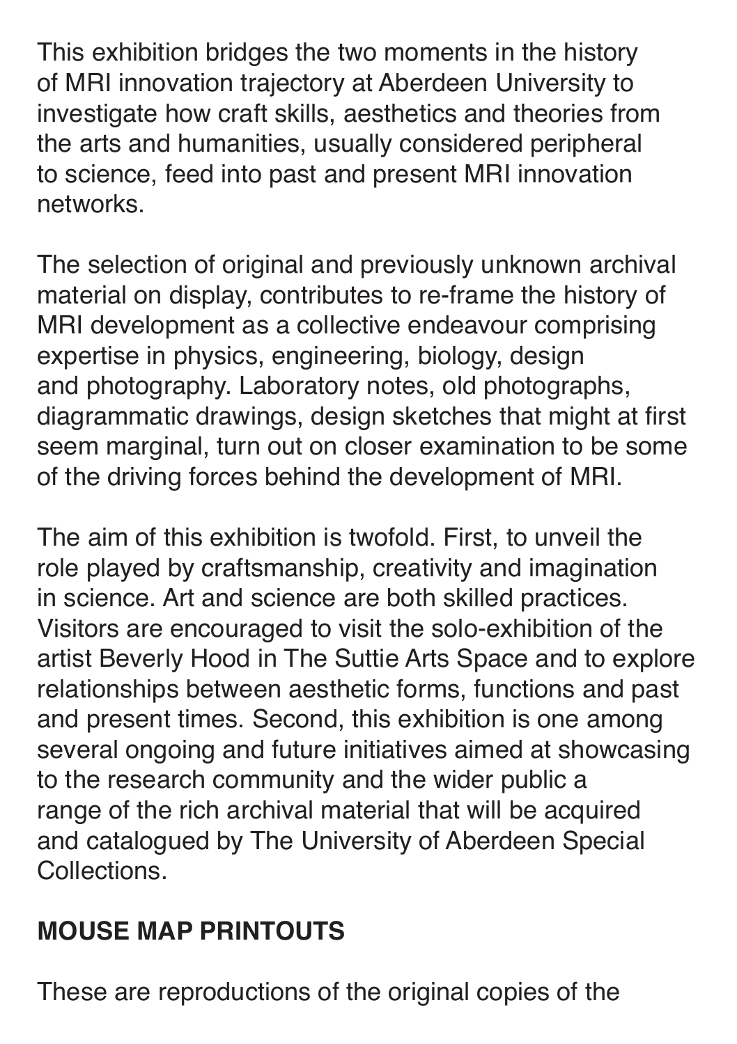This exhibition bridges the two moments in the history of MRI innovation trajectory at Aberdeen University to investigate how craft skills, aesthetics and theories from the arts and humanities, usually considered peripheral to science, feed into past and present MRI innovation networks.

The selection of original and previously unknown archival material on display, contributes to re-frame the history of MRI development as a collective endeavour comprising expertise in physics, engineering, biology, design and photography. Laboratory notes, old photographs, diagrammatic drawings, design sketches that might at first seem marginal, turn out on closer examination to be some of the driving forces behind the development of MRI.

The aim of this exhibition is twofold. First, to unveil the role played by craftsmanship, creativity and imagination in science. Art and science are both skilled practices. Visitors are encouraged to visit the solo-exhibition of the artist Beverly Hood in The Suttie Arts Space and to explore relationships between aesthetic forms, functions and past and present times. Second, this exhibition is one among several ongoing and future initiatives aimed at showcasing to the research community and the wider public a range of the rich archival material that will be acquired and catalogued by The University of Aberdeen Special Collections.

**MOUSE MAP PRINTOUTS**

These are reproductions of the original copies of the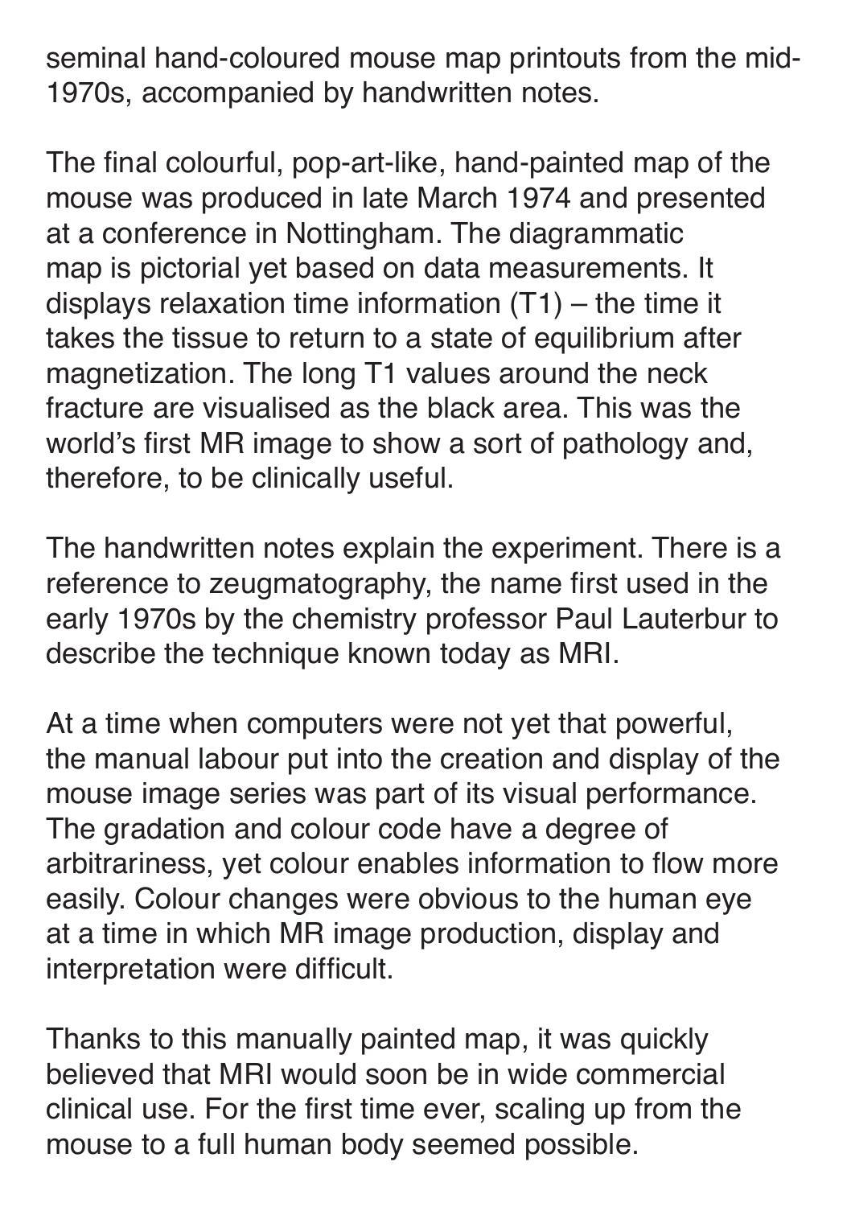seminal hand-coloured mouse map printouts from the mid-1970s, accompanied by handwritten notes.

The final colourful, pop-art-like, hand-painted map of the mouse was produced in late March 1974 and presented at a conference in Nottingham. The diagrammatic map is pictorial yet based on data measurements. It displays relaxation time information (T1) – the time it takes the tissue to return to a state of equilibrium after magnetization. The long T1 values around the neck fracture are visualised as the black area. This was the world's first MR image to show a sort of pathology and, therefore, to be clinically useful.

The handwritten notes explain the experiment. There is a reference to zeugmatography, the name first used in the early 1970s by the chemistry professor Paul Lauterbur to describe the technique known today as MRI.

At a time when computers were not yet that powerful, the manual labour put into the creation and display of the mouse image series was part of its visual performance. The gradation and colour code have a degree of arbitrariness, yet colour enables information to flow more easily. Colour changes were obvious to the human eye at a time in which MR image production, display and interpretation were difficult.

Thanks to this manually painted map, it was quickly believed that MRI would soon be in wide commercial clinical use. For the first time ever, scaling up from the mouse to a full human body seemed possible.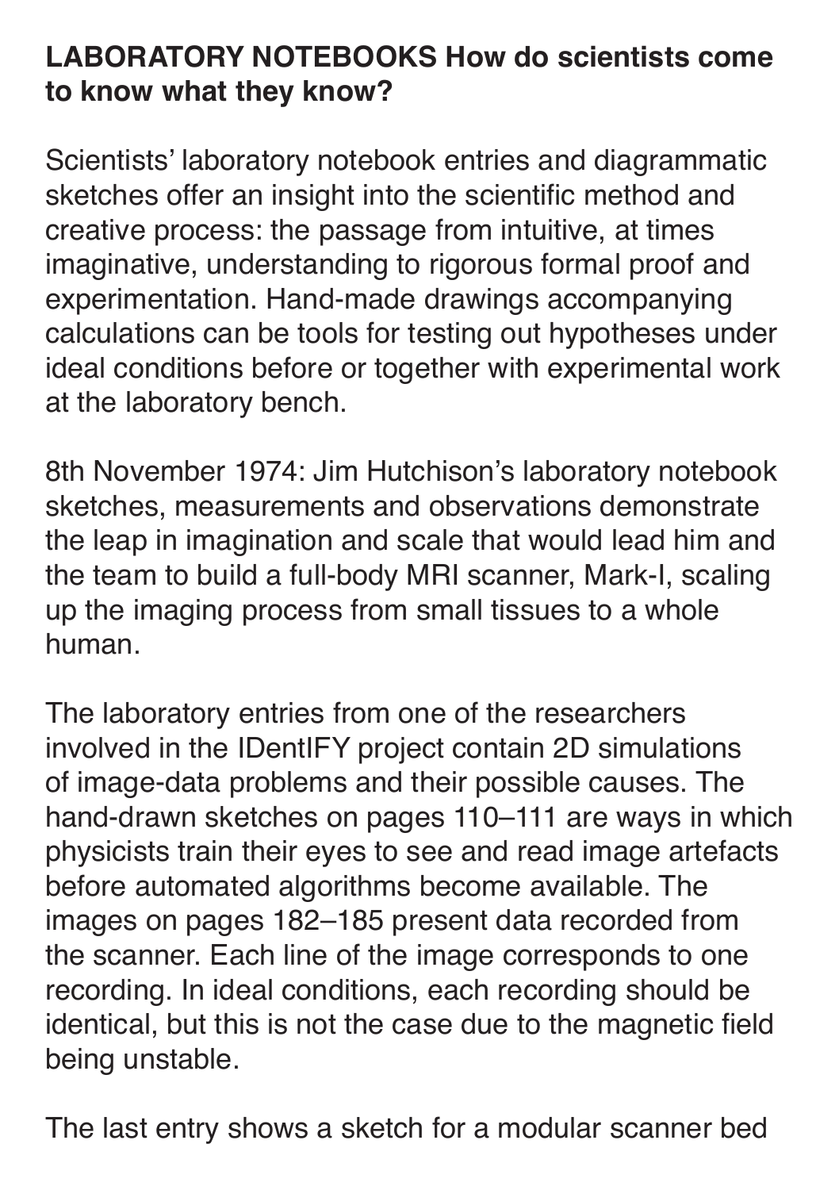**LABORATORY NOTEBOOKS How do scientists come to know what they know?**

Scientists' laboratory notebook entries and diagrammatic sketches offer an insight into the scientific method and creative process: the passage from intuitive, at times imaginative, understanding to rigorous formal proof and experimentation. Hand-made drawings accompanying calculations can be tools for testing out hypotheses under ideal conditions before or together with experimental work at the laboratory bench.

8th November 1974: Jim Hutchison's laboratory notebook sketches, measurements and observations demonstrate the leap in imagination and scale that would lead him and the team to build a full-body MRI scanner, Mark-I, scaling up the imaging process from small tissues to a whole human.

The laboratory entries from one of the researchers involved in the IDentIFY project contain 2D simulations of image-data problems and their possible causes. The hand-drawn sketches on pages 110–111 are ways in which physicists train their eyes to see and read image artefacts before automated algorithms become available. The images on pages 182–185 present data recorded from the scanner. Each line of the image corresponds to one recording. In ideal conditions, each recording should be identical, but this is not the case due to the magnetic field being unstable.

The last entry shows a sketch for a modular scanner bed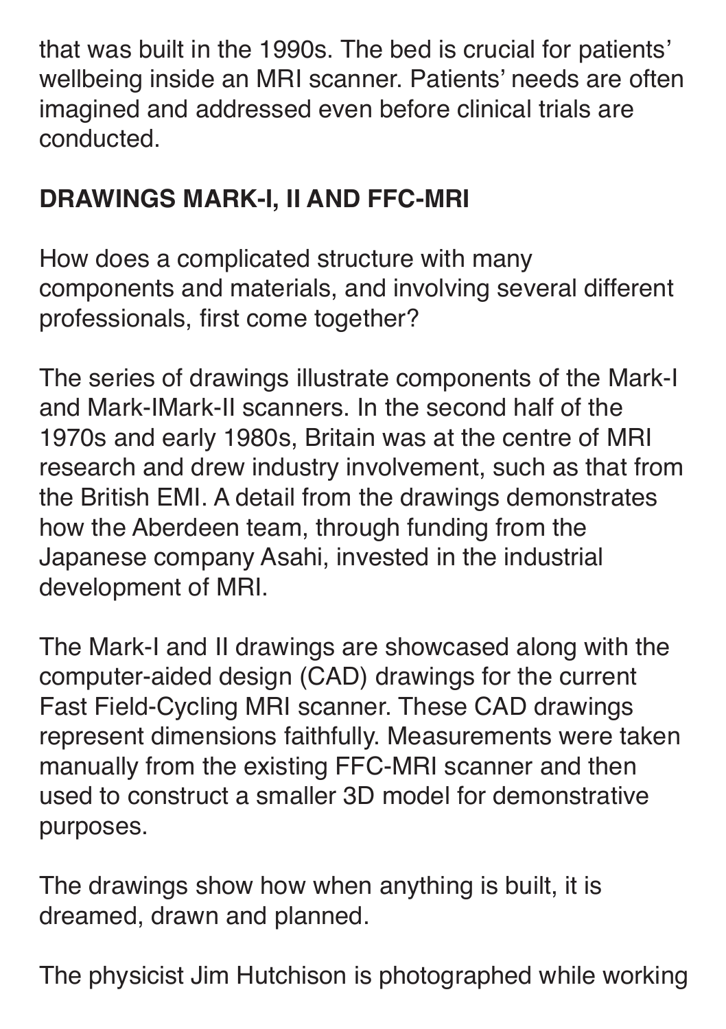that was built in the 1990s. The bed is crucial for patients' wellbeing inside an MRI scanner. Patients' needs are often imagined and addressed even before clinical trials are conducted.

## DRAWINGS MARK-I, II AND FFC-MRI

How does a complicated structure with many components and materials, and involving several different professionals, first come together?

The series of drawings illustrate components of the Mark-I and Mark-IMark-II scanners. In the second half of the 1970s and early 1980s, Britain was at the centre of MRI research and drew industry involvement, such as that from the British EMI. A detail from the drawings demonstrates how the Aberdeen team, through funding from the Japanese company Asahi, invested in the industrial development of MRI.

The Mark-I and II drawings are showcased along with the computer-aided design (CAD) drawings for the current Fast Field-Cycling MRI scanner. These CAD drawings represent dimensions faithfully. Measurements were taken manually from the existing FFC-MRI scanner and then used to construct a smaller 3D model for demonstrative purposes.

The drawings show how when anything is built, it is dreamed, drawn and planned.

The physicist Jim Hutchison is photographed while working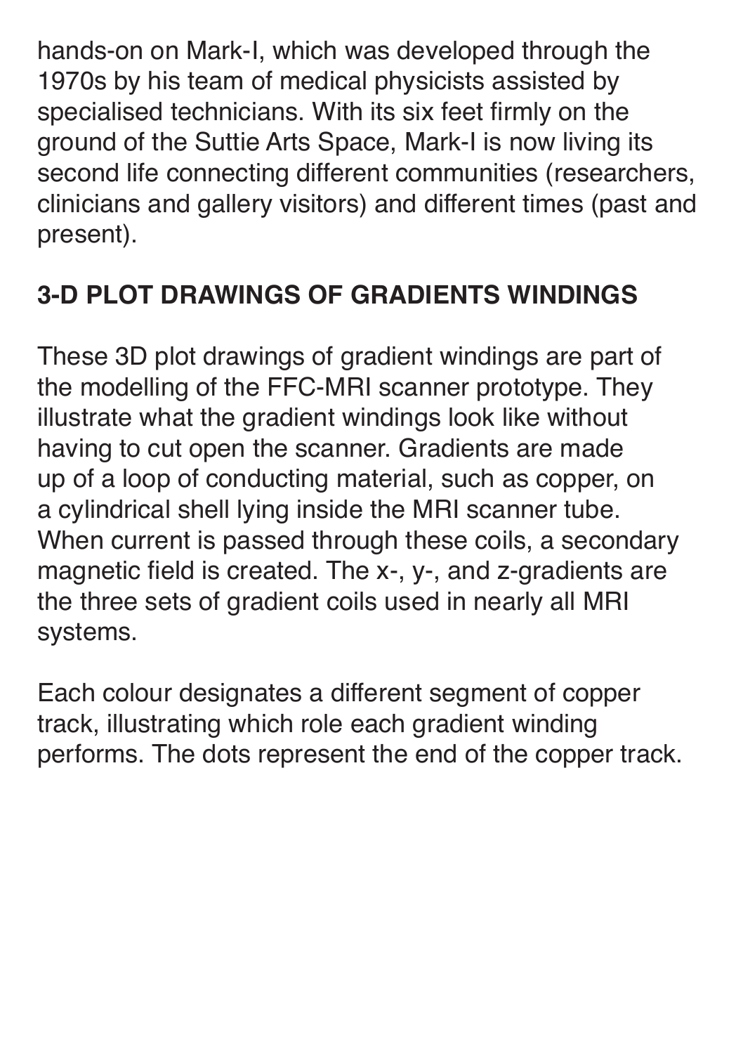hands-on on Mark-I, which was developed through the 1970s by his team of medical physicists assisted by specialised technicians. With its six feet firmly on the ground of the Suttie Arts Space, Mark-I is now living its second life connecting different communities (researchers, clinicians and gallery visitors) and different times (past and present).

## 3-D PLOT DRAWINGS OF GRADIENTS WINDINGS

These 3D plot drawings of gradient windings are part of the modelling of the FFC-MRI scanner prototype. They illustrate what the gradient windings look like without having to cut open the scanner. Gradients are made up of a loop of conducting material, such as copper, on a cylindrical shell lying inside the MRI scanner tube. When current is passed through these coils, a secondary magnetic field is created. The x-, y-, and z-gradients are the three sets of gradient coils used in nearly all MRI systems.

Each colour designates a different segment of copper track, illustrating which role each gradient winding performs. The dots represent the end of the copper track.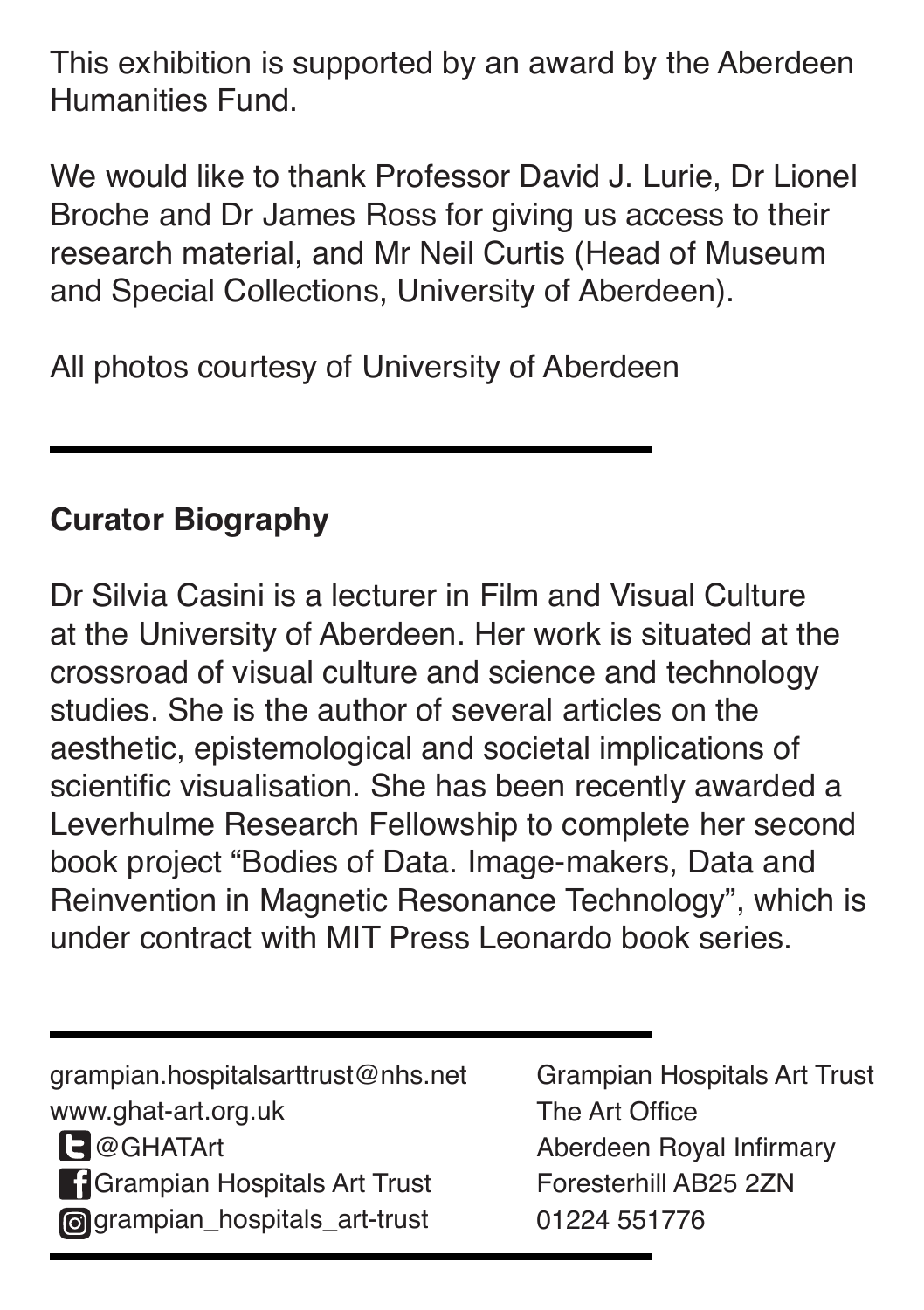This exhibition is supported by an award by the Aberdeen Humanities Fund.

We would like to thank Professor David J. Lurie, Dr Lionel Broche and Dr James Ross for giving us access to their research material, and Mr Neil Curtis (Head of Museum and Special Collections, University of Aberdeen).

All photos courtesy of University of Aberdeen

---

**Curator Biography**

Dr Silvia Casini is a lecturer in Film and Visual Culture at the University of Aberdeen. Her work is situated at the crossroad of visual culture and science and technology studies. She is the author of several articles on the aesthetic, epistemological and societal implications of scientific visualisation. She has been recently awarded a Leverhulme Research Fellowship to complete her second book project "Bodies of Data. Image-makers, Data and Reinvention in Magnetic Resonance Technology", which is under contract with MIT Press Leonardo book series.

---

grampian.hospitalsarttrust@nhs.net
www.ghat-art.org.uk
@GHATArt
Grampian Hospitals Art Trust
grampian_hospitals_art-trust

Grampian Hospitals Art Trust
The Art Office
Aberdeen Royal Infirmary
Foresterhill AB25 2ZN
01224 551776